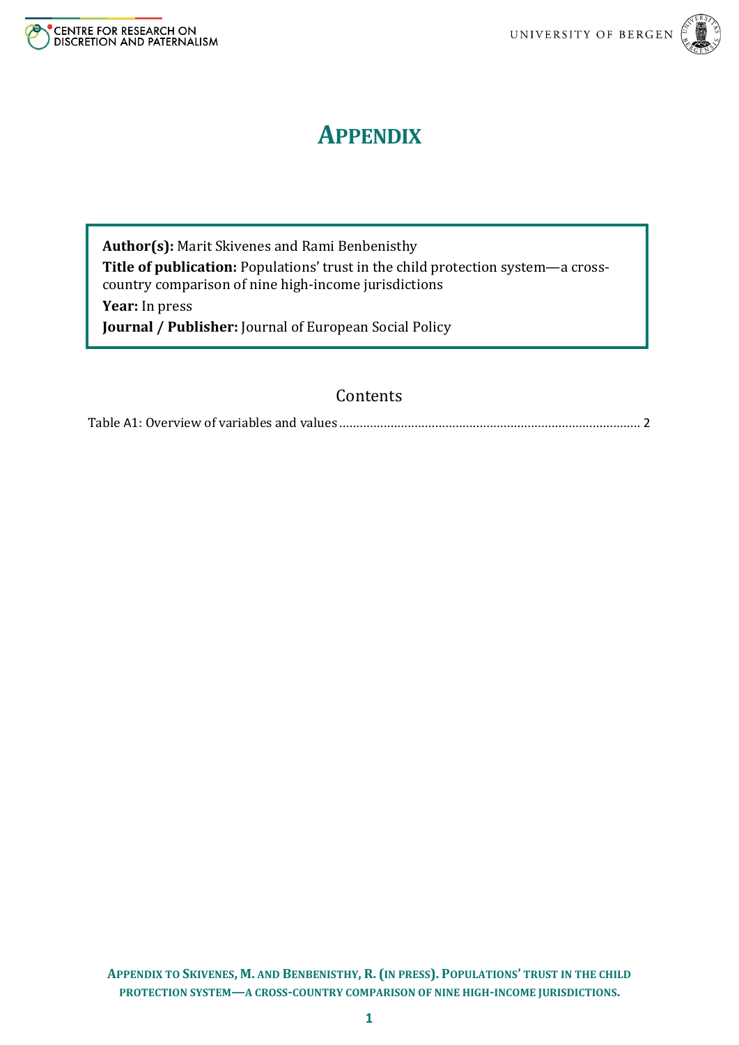# APPENDIX

**Author(s):** Marit Skivenes and Rami Benbenisthy

**Title of publication:** Populations' trust in the child protection system—a cross-country comparison of nine high-income jurisdictions

**Year:** In press

**Journal / Publisher:** Journal of European Social Policy

## Contents

Table A1: Overview of variables and values ........................................................................................ 2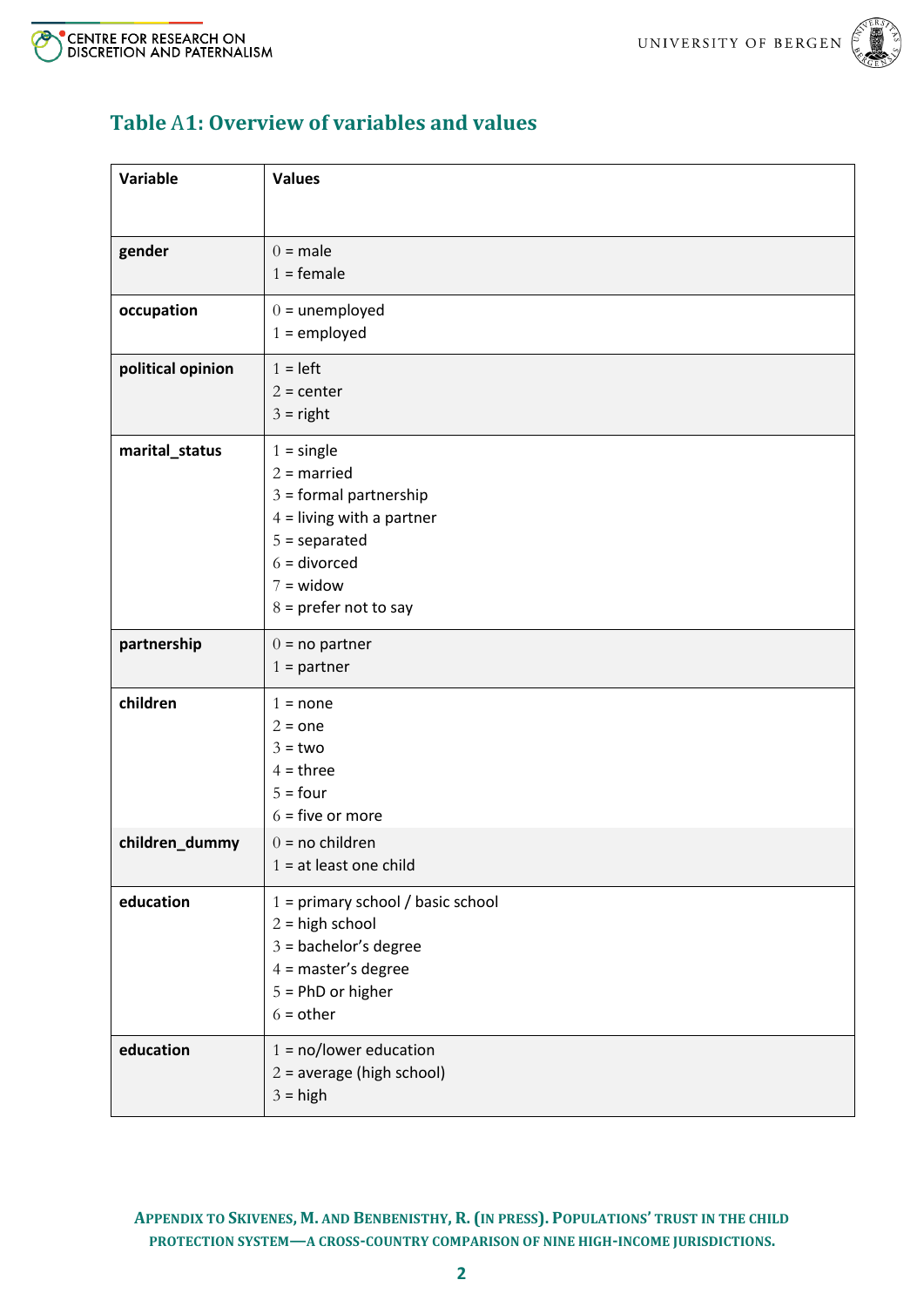## Table A1: Overview of variables and values

| Variable | Values |
|---|---|
| **gender** | 0 = male<br>1 = female |
| **occupation** | 0 = unemployed<br>1 = employed |
| **political opinion** | 1 = left<br>2 = center<br>3 = right |
| **marital_status** | 1 = single<br>2 = married<br>3 = formal partnership<br>4 = living with a partner<br>5 = separated<br>6 = divorced<br>7 = widow<br>8 = prefer not to say |
| **partnership** | 0 = no partner<br>1 = partner |
| **children** | 1 = none<br>2 = one<br>3 = two<br>4 = three<br>5 = four<br>6 = five or more |
| **children_dummy** | 0 = no children<br>1 = at least one child |
| **education** | 1 = primary school / basic school<br>2 = high school<br>3 = bachelor's degree<br>4 = master's degree<br>5 = PhD or higher<br>6 = other |
| **education** | 1 = no/lower education<br>2 = average (high school)<br>3 = high |

Appendix to Skivenes, M. and Benbenisthy, R. (in press). Populations' trust in the child protection system—a cross-country comparison of nine high-income jurisdictions.